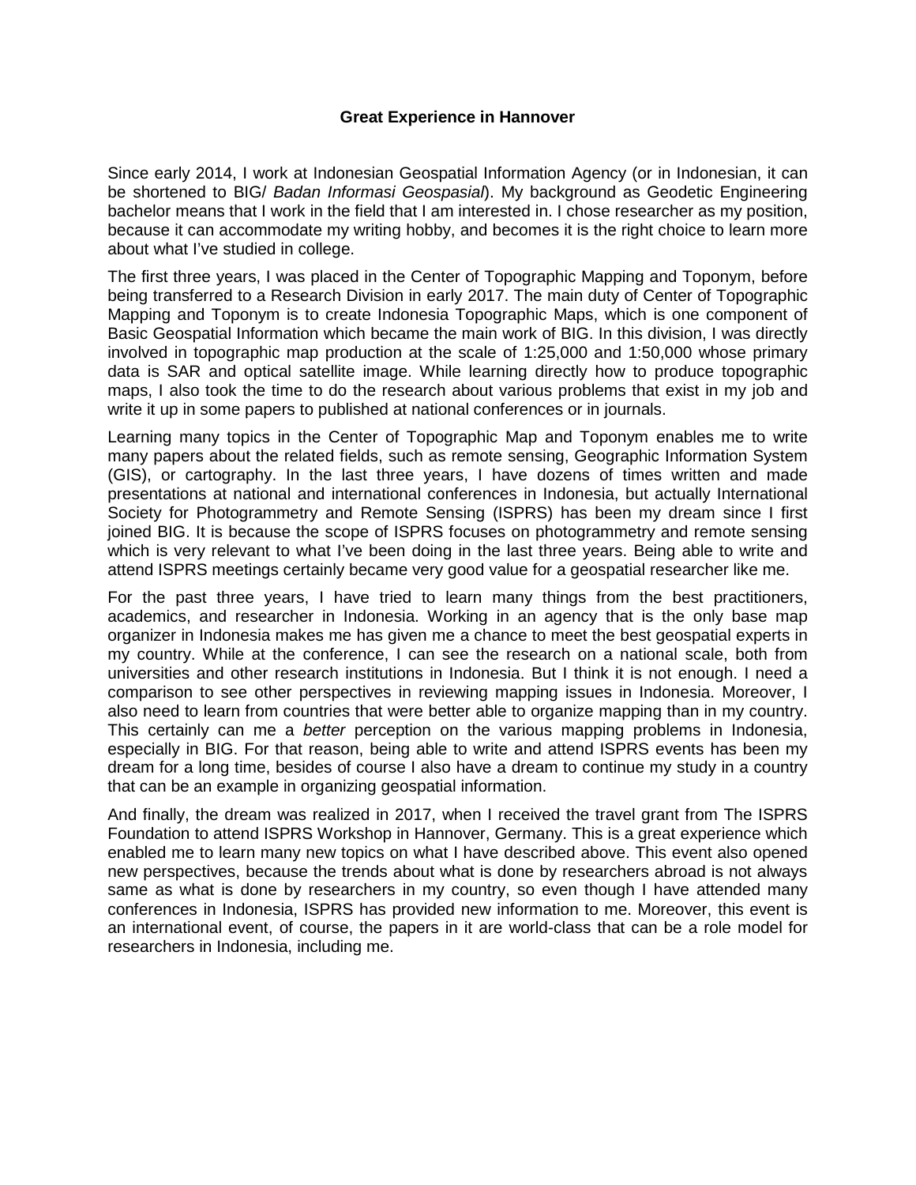**Great Experience in Hannover**

Since early 2014, I work at Indonesian Geospatial Information Agency (or in Indonesian, it can be shortened to BIG/ *Badan Informasi Geospasial*). My background as Geodetic Engineering bachelor means that I work in the field that I am interested in. I chose researcher as my position, because it can accommodate my writing hobby, and becomes it is the right choice to learn more about what I've studied in college.

The first three years, I was placed in the Center of Topographic Mapping and Toponym, before being transferred to a Research Division in early 2017. The main duty of Center of Topographic Mapping and Toponym is to create Indonesia Topographic Maps, which is one component of Basic Geospatial Information which became the main work of BIG. In this division, I was directly involved in topographic map production at the scale of 1:25,000 and 1:50,000 whose primary data is SAR and optical satellite image. While learning directly how to produce topographic maps, I also took the time to do the research about various problems that exist in my job and write it up in some papers to published at national conferences or in journals.

Learning many topics in the Center of Topographic Map and Toponym enables me to write many papers about the related fields, such as remote sensing, Geographic Information System (GIS), or cartography. In the last three years, I have dozens of times written and made presentations at national and international conferences in Indonesia, but actually International Society for Photogrammetry and Remote Sensing (ISPRS) has been my dream since I first joined BIG. It is because the scope of ISPRS focuses on photogrammetry and remote sensing which is very relevant to what I've been doing in the last three years. Being able to write and attend ISPRS meetings certainly became very good value for a geospatial researcher like me.

For the past three years, I have tried to learn many things from the best practitioners, academics, and researcher in Indonesia. Working in an agency that is the only base map organizer in Indonesia makes me has given me a chance to meet the best geospatial experts in my country. While at the conference, I can see the research on a national scale, both from universities and other research institutions in Indonesia. But I think it is not enough. I need a comparison to see other perspectives in reviewing mapping issues in Indonesia. Moreover, I also need to learn from countries that were better able to organize mapping than in my country. This certainly can me a *better* perception on the various mapping problems in Indonesia, especially in BIG. For that reason, being able to write and attend ISPRS events has been my dream for a long time, besides of course I also have a dream to continue my study in a country that can be an example in organizing geospatial information.

And finally, the dream was realized in 2017, when I received the travel grant from The ISPRS Foundation to attend ISPRS Workshop in Hannover, Germany. This is a great experience which enabled me to learn many new topics on what I have described above. This event also opened new perspectives, because the trends about what is done by researchers abroad is not always same as what is done by researchers in my country, so even though I have attended many conferences in Indonesia, ISPRS has provided new information to me. Moreover, this event is an international event, of course, the papers in it are world-class that can be a role model for researchers in Indonesia, including me.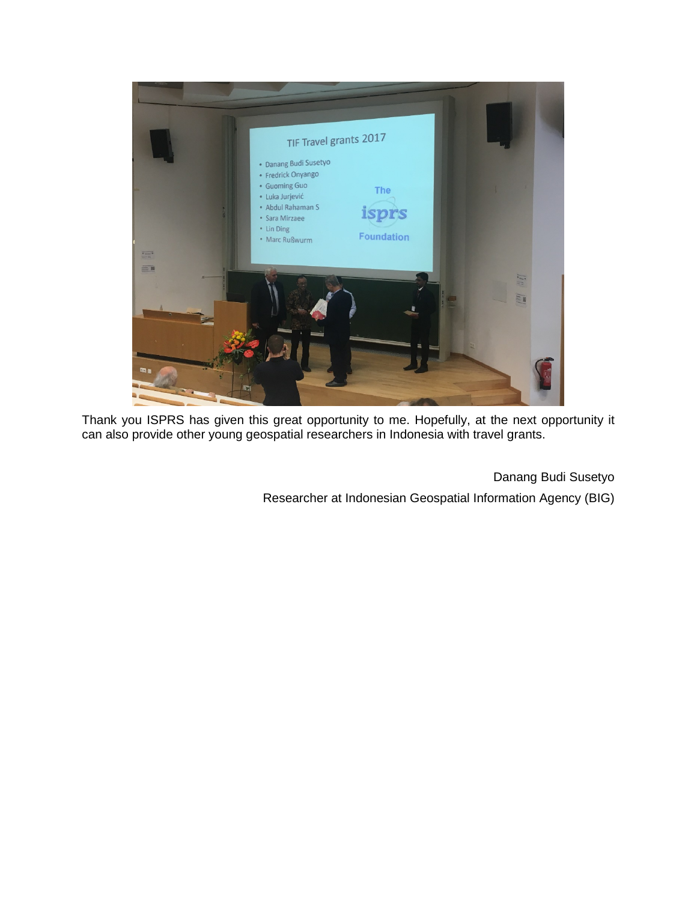Thank you ISPRS has given this great opportunity to me. Hopefully, at the next opportunity it can also provide other young geospatial researchers in Indonesia with travel grants.

Danang Budi Susetyo

Researcher at Indonesian Geospatial Information Agency (BIG)